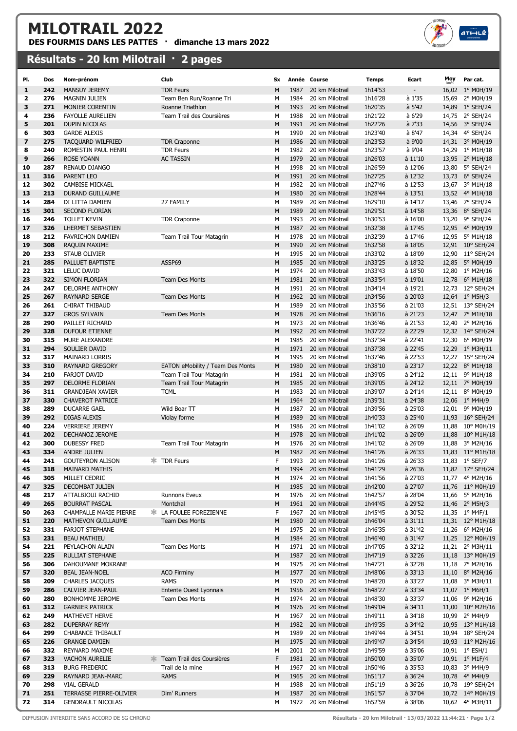# MILOTRAIL 2022

**DES FOURMIS DANS LES PATTES · dimanche 13 mars 2022**

## Résultats - 20 km Milotrail · 2 pages

| Pl. | Dos | Nom-prénom | Club | Sx | Année | Course | Temps | Ecart | Moy km/h | Par cat. |
|---|---|---|---|---|---|---|---|---|---|---|
| 1 | 242 | MANSUY JEREMY | TDR Feurs | M | 1987 | 20 km Milotrail | 1h14'53 | - | 16,02 | 1° M0H/19 |
| 2 | 276 | MAGNIN JULIEN | Team Ben Run/Roanne Tri | M | 1984 | 20 km Milotrail | 1h16'28 | à 1'35 | 15,69 | 2° M0H/19 |
| 3 | 271 | MONIER CORENTIN | Roanne Triathlon | M | 1993 | 20 km Milotrail | 1h20'35 | à 5'42 | 14,89 | 1° SEH/24 |
| 4 | 236 | FAYOLLE AURELIEN | Team Trail des Coursières | M | 1988 | 20 km Milotrail | 1h21'22 | à 6'29 | 14,75 | 2° SEH/24 |
| 5 | 201 | DUPIN NICOLAS | | M | 1991 | 20 km Milotrail | 1h22'26 | à 7'33 | 14,56 | 3° SEH/24 |
| 6 | 303 | GARDE ALEXIS | | M | 1990 | 20 km Milotrail | 1h23'40 | à 8'47 | 14,34 | 4° SEH/24 |
| 7 | 275 | TACQUARD WILFRIED | TDR Craponne | M | 1986 | 20 km Milotrail | 1h23'53 | à 9'00 | 14,31 | 3° M0H/19 |
| 8 | 240 | ROMESTIN PAUL HENRI | TDR Feurs | M | 1982 | 20 km Milotrail | 1h23'57 | à 9'04 | 14,29 | 1° M1H/18 |
| 9 | 266 | ROSE YOANN | AC TASSIN | M | 1979 | 20 km Milotrail | 1h26'03 | à 11'10 | 13,95 | 2° M1H/18 |
| 10 | 287 | RENAUD DJANGO | | M | 1998 | 20 km Milotrail | 1h26'59 | à 12'06 | 13,80 | 5° SEH/24 |
| 11 | 316 | PARENT LEO | | M | 1991 | 20 km Milotrail | 1h27'25 | à 12'32 | 13,73 | 6° SEH/24 |
| 12 | 302 | CAMBISE MICKAEL | | M | 1982 | 20 km Milotrail | 1h27'46 | à 12'53 | 13,67 | 3° M1H/18 |
| 13 | 213 | DURAND GUILLAUME | | M | 1980 | 20 km Milotrail | 1h28'44 | à 13'51 | 13,52 | 4° M1H/18 |
| 14 | 284 | DI LITTA DAMIEN | 27 FAMILY | M | 1989 | 20 km Milotrail | 1h29'10 | à 14'17 | 13,46 | 7° SEH/24 |
| 15 | 301 | SECOND FLORIAN | | M | 1989 | 20 km Milotrail | 1h29'51 | à 14'58 | 13,36 | 8° SEH/24 |
| 16 | 246 | TOLLET KEVIN | TDR Craponne | M | 1993 | 20 km Milotrail | 1h30'53 | à 16'00 | 13,20 | 9° SEH/24 |
| 17 | 326 | LHERMET SEBASTIEN | | M | 1987 | 20 km Milotrail | 1h32'38 | à 17'45 | 12,95 | 4° M0H/19 |
| 18 | 212 | FAVRICHON DAMIEN | Team Trail Tour Matagrin | M | 1978 | 20 km Milotrail | 1h32'39 | à 17'46 | 12,95 | 5° M1H/18 |
| 19 | 308 | RAQUIN MAXIME | | M | 1990 | 20 km Milotrail | 1h32'58 | à 18'05 | 12,91 | 10° SEH/24 |
| 20 | 233 | STAUB OLIVIER | | M | 1995 | 20 km Milotrail | 1h33'02 | à 18'09 | 12,90 | 11° SEH/24 |
| 21 | 285 | PALLUET BAPTISTE | ASSP69 | M | 1985 | 20 km Milotrail | 1h33'25 | à 18'32 | 12,85 | 5° M0H/19 |
| 22 | 321 | LELUC DAVID | | M | 1974 | 20 km Milotrail | 1h33'43 | à 18'50 | 12,80 | 1° M2H/16 |
| 23 | 322 | SIMON FLORIAN | Team Des Monts | M | 1981 | 20 km Milotrail | 1h33'54 | à 19'01 | 12,78 | 6° M1H/18 |
| 24 | 247 | DELORME ANTHONY | | M | 1991 | 20 km Milotrail | 1h34'14 | à 19'21 | 12,73 | 12° SEH/24 |
| 25 | 267 | RAYNARD SERGE | Team Des Monts | M | 1962 | 20 km Milotrail | 1h34'56 | à 20'03 | 12,64 | 1° M5H/3 |
| 26 | 261 | CHIRAT THIBAUD | | M | 1989 | 20 km Milotrail | 1h35'56 | à 21'03 | 12,51 | 13° SEH/24 |
| 27 | 327 | GROS SYLVAIN | Team Des Monts | M | 1978 | 20 km Milotrail | 1h36'16 | à 21'23 | 12,47 | 7° M1H/18 |
| 28 | 290 | PAILLET RICHARD | | M | 1973 | 20 km Milotrail | 1h36'46 | à 21'53 | 12,40 | 2° M2H/16 |
| 29 | 328 | DUFOUR ETIENNE | | M | 1992 | 20 km Milotrail | 1h37'22 | à 22'29 | 12,32 | 14° SEH/24 |
| 30 | 315 | MURE ALEXANDRE | | M | 1985 | 20 km Milotrail | 1h37'34 | à 22'41 | 12,30 | 6° M0H/19 |
| 31 | 294 | SOULIER DAVID | | M | 1971 | 20 km Milotrail | 1h37'38 | à 22'45 | 12,29 | 1° M3H/11 |
| 32 | 317 | MAINARD LORRIS | | M | 1995 | 20 km Milotrail | 1h37'46 | à 22'53 | 12,27 | 15° SEH/24 |
| 33 | 310 | RAYNARD GREGORY | EATON eMobility / Team Des Monts | M | 1980 | 20 km Milotrail | 1h38'10 | à 23'17 | 12,22 | 8° M1H/18 |
| 34 | 210 | FARJOT DAVID | Team Trail Tour Matagrin | M | 1981 | 20 km Milotrail | 1h39'05 | à 24'12 | 12,11 | 9° M1H/18 |
| 35 | 297 | DELORME FLORIAN | Team Trail Tour Matagrin | M | 1985 | 20 km Milotrail | 1h39'05 | à 24'12 | 12,11 | 7° M0H/19 |
| 36 | 311 | GRANDJEAN XAVIER | TCML | M | 1983 | 20 km Milotrail | 1h39'07 | à 24'14 | 12,11 | 8° M0H/19 |
| 37 | 330 | CHAVEROT PATRICE | | M | 1964 | 20 km Milotrail | 1h39'31 | à 24'38 | 12,06 | 1° M4H/9 |
| 38 | 289 | DUCARRE GAEL | Wild Boar TT | M | 1987 | 20 km Milotrail | 1h39'56 | à 25'03 | 12,01 | 9° M0H/19 |
| 39 | 292 | DIGAS ALEXIS | Violay forme | M | 1989 | 20 km Milotrail | 1h40'33 | à 25'40 | 11,93 | 16° SEH/24 |
| 40 | 224 | VERRIERE JEREMY | | M | 1986 | 20 km Milotrail | 1h41'02 | à 26'09 | 11,88 | 10° M0H/19 |
| 41 | 202 | DECHANOZ JEROME | | M | 1978 | 20 km Milotrail | 1h41'02 | à 26'09 | 11,88 | 10° M1H/18 |
| 42 | 300 | DUBESSY FRED | Team Trail Tour Matagrin | M | 1976 | 20 km Milotrail | 1h41'02 | à 26'09 | 11,88 | 3° M2H/16 |
| 43 | 334 | ANDRE JULIEN | | M | 1982 | 20 km Milotrail | 1h41'26 | à 26'33 | 11,83 | 11° M1H/18 |
| 44 | 241 | GOUTEYRON ALISON | * TDR Feurs | F | 1993 | 20 km Milotrail | 1h41'26 | à 26'33 | 11,83 | 1° SEF/7 |
| 45 | 318 | MAINARD MATHIS | | M | 1994 | 20 km Milotrail | 1h41'29 | à 26'36 | 11,82 | 17° SEH/24 |
| 46 | 305 | MILLET CEDRIC | | M | 1974 | 20 km Milotrail | 1h41'56 | à 27'03 | 11,77 | 4° M2H/16 |
| 47 | 325 | DECOMBAT JULIEN | | M | 1985 | 20 km Milotrail | 1h42'00 | à 27'07 | 11,76 | 11° M0H/19 |
| 48 | 217 | ATTALBIOUI RACHID | Runnons Eveux | M | 1976 | 20 km Milotrail | 1h42'57 | à 28'04 | 11,66 | 5° M2H/16 |
| 49 | 265 | BOURRAT PASCAL | Montchal | M | 1961 | 20 km Milotrail | 1h44'45 | à 29'52 | 11,46 | 2° M5H/3 |
| 50 | 263 | CHAMPALLE MARIE PIERRE | * LA FOULEE FOREZIENNE | F | 1967 | 20 km Milotrail | 1h45'45 | à 30'52 | 11,35 | 1° M4F/1 |
| 51 | 220 | MATHEVON GUILLAUME | Team Des Monts | M | 1980 | 20 km Milotrail | 1h46'04 | à 31'11 | 11,31 | 12° M1H/18 |
| 52 | 331 | FARJOT STEPHANE | | M | 1975 | 20 km Milotrail | 1h46'35 | à 31'42 | 11,26 | 6° M2H/16 |
| 53 | 231 | BEAU MATHIEU | | M | 1984 | 20 km Milotrail | 1h46'40 | à 31'47 | 11,25 | 12° M0H/19 |
| 54 | 221 | PEYLACHON ALAIN | Team Des Monts | M | 1971 | 20 km Milotrail | 1h47'05 | à 32'12 | 11,21 | 2° M3H/11 |
| 55 | 225 | RULLIAT STEPHANE | | M | 1987 | 20 km Milotrail | 1h47'19 | à 32'26 | 11,18 | 13° M0H/19 |
| 56 | 306 | DAHOUMANE MOKRANE | | M | 1975 | 20 km Milotrail | 1h47'21 | à 32'28 | 11,18 | 7° M2H/16 |
| 57 | 320 | BEAL JEAN-NOEL | ACO Firminy | M | 1977 | 20 km Milotrail | 1h48'06 | à 33'13 | 11,10 | 8° M2H/16 |
| 58 | 209 | CHARLES JACQUES | RAMS | M | 1970 | 20 km Milotrail | 1h48'20 | à 33'27 | 11,08 | 3° M3H/11 |
| 59 | 286 | CALVIER JEAN-PAUL | Entente Ouest Lyonnais | M | 1956 | 20 km Milotrail | 1h48'27 | à 33'34 | 11,07 | 1° M6H/1 |
| 60 | 280 | BONHOMME JEROME | Team Des Monts | M | 1974 | 20 km Milotrail | 1h48'30 | à 33'37 | 11,06 | 9° M2H/16 |
| 61 | 312 | GARNIER PATRICK | | M | 1976 | 20 km Milotrail | 1h49'04 | à 34'11 | 11,00 | 10° M2H/16 |
| 62 | 249 | MATHEVET HERVE | | M | 1967 | 20 km Milotrail | 1h49'11 | à 34'18 | 10,99 | 2° M4H/9 |
| 63 | 282 | DUPERRAY REMY | | M | 1982 | 20 km Milotrail | 1h49'35 | à 34'42 | 10,95 | 13° M1H/18 |
| 64 | 299 | CHABANCE THIBAULT | | M | 1989 | 20 km Milotrail | 1h49'44 | à 34'51 | 10,94 | 18° SEH/24 |
| 65 | 226 | GRANGE DAMIEN | | M | 1975 | 20 km Milotrail | 1h49'47 | à 34'54 | 10,93 | 11° M2H/16 |
| 66 | 332 | REYNARD MAXIME | | M | 2001 | 20 km Milotrail | 1h49'59 | à 35'06 | 10,91 | 1° ESH/1 |
| 67 | 323 | VACHON AURELIE | * Team Trail des Coursières | F | 1981 | 20 km Milotrail | 1h50'00 | à 35'07 | 10,91 | 1° M1F/4 |
| 68 | 313 | BURG FREDERIC | Trail de la mine | M | 1967 | 20 km Milotrail | 1h50'46 | à 35'53 | 10,83 | 3° M4H/9 |
| 69 | 229 | RAYNARD JEAN-MARC | RAMS | M | 1965 | 20 km Milotrail | 1h51'17 | à 36'24 | 10,78 | 4° M4H/9 |
| 70 | 298 | VIAL GERALD | | M | 1988 | 20 km Milotrail | 1h51'19 | à 36'26 | 10,78 | 19° SEH/24 |
| 71 | 251 | TERRASSE PIERRE-OLIVIER | Dim' Runners | M | 1987 | 20 km Milotrail | 1h51'57 | à 37'04 | 10,72 | 14° M0H/19 |
| 72 | 314 | GENDRAULT NICOLAS | | M | 1972 | 20 km Milotrail | 1h52'59 | à 38'06 | 10,62 | 4° M3H/11 |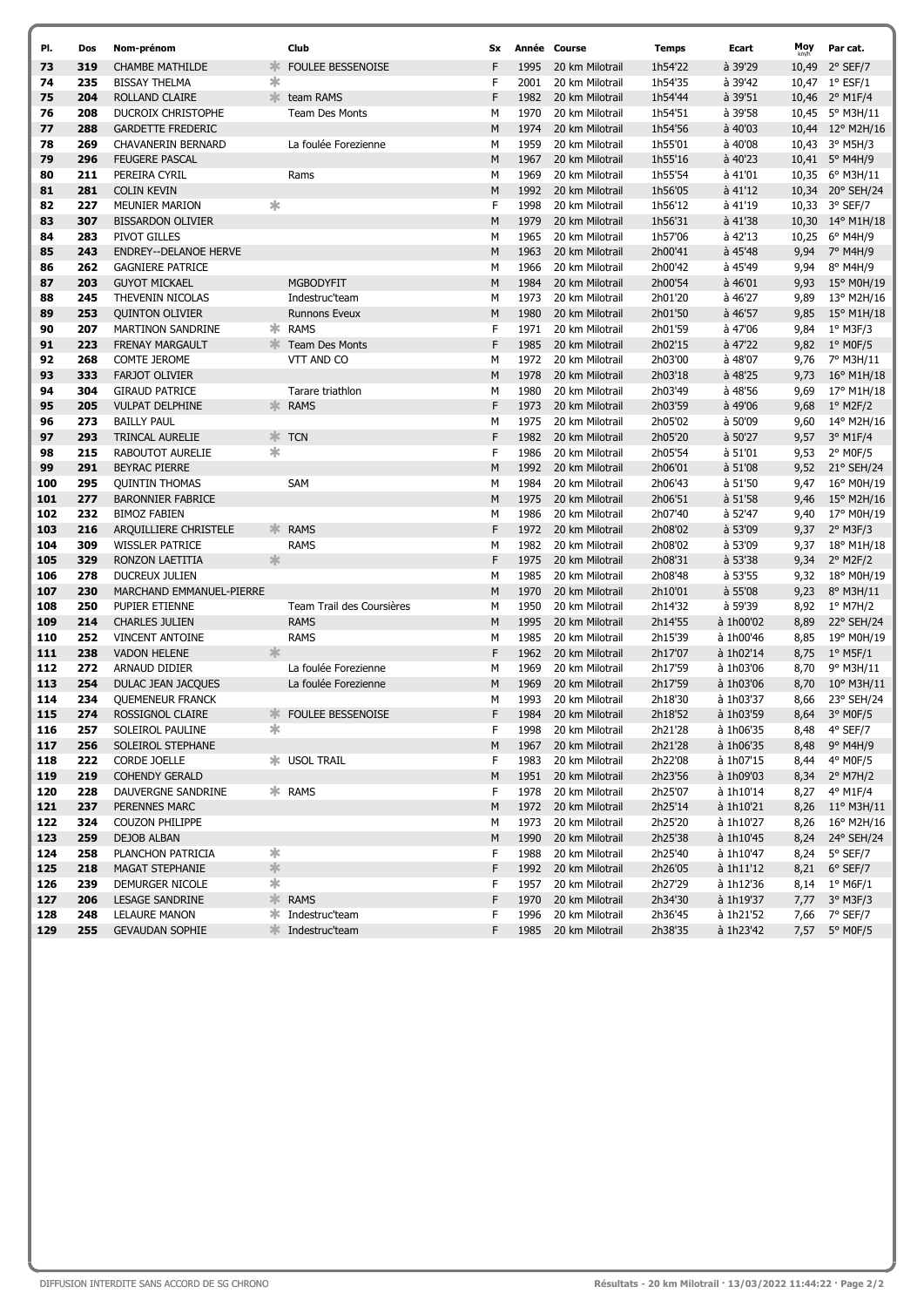| Pl. | Dos | Nom-prénom | | Club | Sx | Année | Course | Temps | Ecart | Moy km/h | Par cat. |
|---|---|---|---|---|---|---|---|---|---|---|---|
| 73 | 319 | CHAMBE MATHILDE | * | FOULEE BESSENOISE | F | 1995 | 20 km Milotrail | 1h54'22 | à 39'29 | 10,49 | 2° SEF/7 |
| 74 | 235 | BISSAY THELMA | * | | F | 2001 | 20 km Milotrail | 1h54'35 | à 39'42 | 10,47 | 1° ESF/1 |
| 75 | 204 | ROLLAND CLAIRE | * | team RAMS | F | 1982 | 20 km Milotrail | 1h54'44 | à 39'51 | 10,46 | 2° M1F/4 |
| 76 | 208 | DUCROIX CHRISTOPHE | | Team Des Monts | M | 1970 | 20 km Milotrail | 1h54'51 | à 39'58 | 10,45 | 5° M3H/11 |
| 77 | 288 | GARDETTE FREDERIC | | | M | 1974 | 20 km Milotrail | 1h54'56 | à 40'03 | 10,44 | 12° M2H/16 |
| 78 | 269 | CHAVANERIN BERNARD | | La foulée Forezienne | M | 1959 | 20 km Milotrail | 1h55'01 | à 40'08 | 10,43 | 3° M5H/3 |
| 79 | 296 | FEUGERE PASCAL | | | M | 1967 | 20 km Milotrail | 1h55'16 | à 40'23 | 10,41 | 5° M4H/9 |
| 80 | 211 | PEREIRA CYRIL | | Rams | M | 1969 | 20 km Milotrail | 1h55'54 | à 41'01 | 10,35 | 6° M3H/11 |
| 81 | 281 | COLIN KEVIN | | | M | 1992 | 20 km Milotrail | 1h56'05 | à 41'12 | 10,34 | 20° SEH/24 |
| 82 | 227 | MEUNIER MARION | * | | F | 1998 | 20 km Milotrail | 1h56'12 | à 41'19 | 10,33 | 3° SEF/7 |
| 83 | 307 | BISSARDON OLIVIER | | | M | 1979 | 20 km Milotrail | 1h56'31 | à 41'38 | 10,30 | 14° M1H/18 |
| 84 | 283 | PIVOT GILLES | | | M | 1965 | 20 km Milotrail | 1h57'06 | à 42'13 | 10,25 | 6° M4H/9 |
| 85 | 243 | ENDREY--DELANOE HERVE | | | M | 1963 | 20 km Milotrail | 2h00'41 | à 45'48 | 9,94 | 7° M4H/9 |
| 86 | 262 | GAGNIERE PATRICE | | | M | 1966 | 20 km Milotrail | 2h00'42 | à 45'49 | 9,94 | 8° M4H/9 |
| 87 | 203 | GUYOT MICKAEL | | MGBODYFIT | M | 1984 | 20 km Milotrail | 2h00'54 | à 46'01 | 9,93 | 15° M0H/19 |
| 88 | 245 | THEVENIN NICOLAS | | Indestruc'team | M | 1973 | 20 km Milotrail | 2h01'20 | à 46'27 | 9,89 | 13° M2H/16 |
| 89 | 253 | QUINTON OLIVIER | | Runnons Eveux | M | 1980 | 20 km Milotrail | 2h01'50 | à 46'57 | 9,85 | 15° M1H/18 |
| 90 | 207 | MARTINON SANDRINE | * | RAMS | F | 1971 | 20 km Milotrail | 2h01'59 | à 47'06 | 9,84 | 1° M3F/3 |
| 91 | 223 | FRENAY MARGAULT | * | Team Des Monts | F | 1985 | 20 km Milotrail | 2h02'15 | à 47'22 | 9,82 | 1° M0F/5 |
| 92 | 268 | COMTE JEROME | | VTT AND CO | M | 1972 | 20 km Milotrail | 2h03'00 | à 48'07 | 9,76 | 7° M3H/11 |
| 93 | 333 | FARJOT OLIVIER | | | M | 1978 | 20 km Milotrail | 2h03'18 | à 48'25 | 9,73 | 16° M1H/18 |
| 94 | 304 | GIRAUD PATRICE | | Tarare triathlon | M | 1980 | 20 km Milotrail | 2h03'49 | à 48'56 | 9,69 | 17° M1H/18 |
| 95 | 205 | VULPAT DELPHINE | * | RAMS | F | 1973 | 20 km Milotrail | 2h03'59 | à 49'06 | 9,68 | 1° M2F/2 |
| 96 | 273 | BAILLY PAUL | | | M | 1975 | 20 km Milotrail | 2h05'02 | à 50'09 | 9,60 | 14° M2H/16 |
| 97 | 293 | TRINCAL AURELIE | * | TCN | F | 1982 | 20 km Milotrail | 2h05'20 | à 50'27 | 9,57 | 3° M1F/4 |
| 98 | 215 | RABOUTOT AURELIE | * | | F | 1986 | 20 km Milotrail | 2h05'54 | à 51'01 | 9,53 | 2° M0F/5 |
| 99 | 291 | BEYRAC PIERRE | | | M | 1992 | 20 km Milotrail | 2h06'01 | à 51'08 | 9,52 | 21° SEH/24 |
| 100 | 295 | QUINTIN THOMAS | | SAM | M | 1984 | 20 km Milotrail | 2h06'43 | à 51'50 | 9,47 | 16° M0H/19 |
| 101 | 277 | BARONNIER FABRICE | | | M | 1975 | 20 km Milotrail | 2h06'51 | à 51'58 | 9,46 | 15° M2H/16 |
| 102 | 232 | BIMOZ FABIEN | | | M | 1986 | 20 km Milotrail | 2h07'40 | à 52'47 | 9,40 | 17° M0H/19 |
| 103 | 216 | ARQUILLIERE CHRISTELE | * | RAMS | F | 1972 | 20 km Milotrail | 2h08'02 | à 53'09 | 9,37 | 2° M3F/3 |
| 104 | 309 | WISSLER PATRICE | | RAMS | M | 1982 | 20 km Milotrail | 2h08'02 | à 53'09 | 9,37 | 18° M1H/18 |
| 105 | 329 | RONZON LAETITIA | * | | F | 1975 | 20 km Milotrail | 2h08'31 | à 53'38 | 9,34 | 2° M2F/2 |
| 106 | 278 | DUCREUX JULIEN | | | M | 1985 | 20 km Milotrail | 2h08'48 | à 53'55 | 9,32 | 18° M0H/19 |
| 107 | 230 | MARCHAND EMMANUEL-PIERRE | | | M | 1970 | 20 km Milotrail | 2h10'01 | à 55'08 | 9,23 | 8° M3H/11 |
| 108 | 250 | PUPIER ETIENNE | | Team Trail des Coursières | M | 1950 | 20 km Milotrail | 2h14'32 | à 59'39 | 8,92 | 1° M7H/2 |
| 109 | 214 | CHARLES JULIEN | | RAMS | M | 1995 | 20 km Milotrail | 2h14'55 | à 1h00'02 | 8,89 | 22° SEH/24 |
| 110 | 252 | VINCENT ANTOINE | | RAMS | M | 1985 | 20 km Milotrail | 2h15'39 | à 1h00'46 | 8,85 | 19° M0H/19 |
| 111 | 238 | VADON HELENE | * | | F | 1962 | 20 km Milotrail | 2h17'07 | à 1h02'14 | 8,75 | 1° M5F/1 |
| 112 | 272 | ARNAUD DIDIER | | La foulée Forezienne | M | 1969 | 20 km Milotrail | 2h17'59 | à 1h03'06 | 8,70 | 9° M3H/11 |
| 113 | 254 | DULAC JEAN JACQUES | | La foulée Forezienne | M | 1969 | 20 km Milotrail | 2h17'59 | à 1h03'06 | 8,70 | 10° M3H/11 |
| 114 | 234 | QUEMENEUR FRANCK | | | M | 1993 | 20 km Milotrail | 2h18'30 | à 1h03'37 | 8,66 | 23° SEH/24 |
| 115 | 274 | ROSSIGNOL CLAIRE | * | FOULEE BESSENOISE | F | 1984 | 20 km Milotrail | 2h18'52 | à 1h03'59 | 8,64 | 3° M0F/5 |
| 116 | 257 | SOLEIROL PAULINE | * | | F | 1998 | 20 km Milotrail | 2h21'28 | à 1h06'35 | 8,48 | 4° SEF/7 |
| 117 | 256 | SOLEIROL STEPHANE | | | M | 1967 | 20 km Milotrail | 2h21'28 | à 1h06'35 | 8,48 | 9° M4H/9 |
| 118 | 222 | CORDE JOELLE | * | USOL TRAIL | F | 1983 | 20 km Milotrail | 2h22'08 | à 1h07'15 | 8,44 | 4° M0F/5 |
| 119 | 219 | COHENDY GERALD | | | M | 1951 | 20 km Milotrail | 2h23'56 | à 1h09'03 | 8,34 | 2° M7H/2 |
| 120 | 228 | DAUVERGNE SANDRINE | * | RAMS | F | 1978 | 20 km Milotrail | 2h25'07 | à 1h10'14 | 8,27 | 4° M1F/4 |
| 121 | 237 | PERENNES MARC | | | M | 1972 | 20 km Milotrail | 2h25'14 | à 1h10'21 | 8,26 | 11° M3H/11 |
| 122 | 324 | COUZON PHILIPPE | | | M | 1973 | 20 km Milotrail | 2h25'20 | à 1h10'27 | 8,26 | 16° M2H/16 |
| 123 | 259 | DEJOB ALBAN | | | M | 1990 | 20 km Milotrail | 2h25'38 | à 1h10'45 | 8,24 | 24° SEH/24 |
| 124 | 258 | PLANCHON PATRICIA | * | | F | 1988 | 20 km Milotrail | 2h25'40 | à 1h10'47 | 8,24 | 5° SEF/7 |
| 125 | 218 | MAGAT STEPHANIE | * | | F | 1992 | 20 km Milotrail | 2h26'05 | à 1h11'12 | 8,21 | 6° SEF/7 |
| 126 | 239 | DEMURGER NICOLE | * | | F | 1957 | 20 km Milotrail | 2h27'29 | à 1h12'36 | 8,14 | 1° M6F/1 |
| 127 | 206 | LESAGE SANDRINE | * | RAMS | F | 1970 | 20 km Milotrail | 2h34'30 | à 1h19'37 | 7,77 | 3° M3F/3 |
| 128 | 248 | LELAURE MANON | * | Indestruc'team | F | 1996 | 20 km Milotrail | 2h36'45 | à 1h21'52 | 7,66 | 7° SEF/7 |
| 129 | 255 | GEVAUDAN SOPHIE | * | Indestruc'team | F | 1985 | 20 km Milotrail | 2h38'35 | à 1h23'42 | 7,57 | 5° M0F/5 |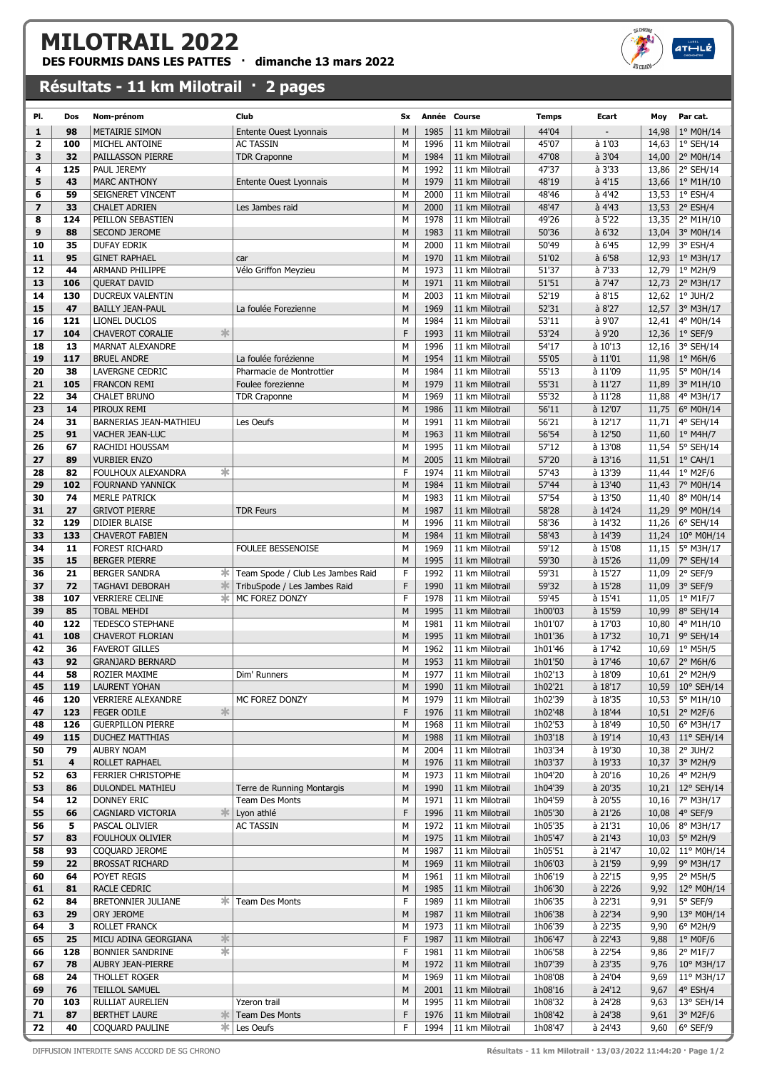# MILOTRAIL 2022

**DES FOURMIS DANS LES PATTES · dimanche 13 mars 2022**

## Résultats - 11 km Milotrail · 2 pages

| Pl. | Dos | Nom-prénom | | Club | Sx | Année | Course | Temps | Ecart | Moy | Par cat. |
|---|---|---|---|---|---|---|---|---|---|---|---|
| 1 | 98 | METAIRIE SIMON | | Entente Ouest Lyonnais | M | 1985 | 11 km Milotrail | 44'04 | - | 14,98 | 1° M0H/14 |
| 2 | 100 | MICHEL ANTOINE | | AC TASSIN | M | 1996 | 11 km Milotrail | 45'07 | à 1'03 | 14,63 | 1° SEH/14 |
| 3 | 32 | PAILLASSON PIERRE | | TDR Craponne | M | 1984 | 11 km Milotrail | 47'08 | à 3'04 | 14,00 | 2° M0H/14 |
| 4 | 125 | PAUL JEREMY | | | M | 1992 | 11 km Milotrail | 47'37 | à 3'33 | 13,86 | 2° SEH/14 |
| 5 | 43 | MARC ANTHONY | | Entente Ouest Lyonnais | M | 1979 | 11 km Milotrail | 48'19 | à 4'15 | 13,66 | 1° M1H/10 |
| 6 | 59 | SEIGNERET VINCENT | | | M | 2000 | 11 km Milotrail | 48'46 | à 4'42 | 13,53 | 1° ESH/4 |
| 7 | 33 | CHALET ADRIEN | | Les Jambes raid | M | 2000 | 11 km Milotrail | 48'47 | à 4'43 | 13,53 | 2° ESH/4 |
| 8 | 124 | PEILLON SEBASTIEN | | | M | 1978 | 11 km Milotrail | 49'26 | à 5'22 | 13,35 | 2° M1H/10 |
| 9 | 88 | SECOND JEROME | | | M | 1983 | 11 km Milotrail | 50'36 | à 6'32 | 13,04 | 3° M0H/14 |
| 10 | 35 | DUFAY EDRIK | | | M | 2000 | 11 km Milotrail | 50'49 | à 6'45 | 12,99 | 3° ESH/4 |
| 11 | 95 | GINET RAPHAEL | | car | M | 1970 | 11 km Milotrail | 51'02 | à 6'58 | 12,93 | 1° M3H/17 |
| 12 | 44 | ARMAND PHILIPPE | | Vélo Griffon Meyzieu | M | 1973 | 11 km Milotrail | 51'37 | à 7'33 | 12,79 | 1° M2H/9 |
| 13 | 106 | QUERAT DAVID | | | M | 1971 | 11 km Milotrail | 51'51 | à 7'47 | 12,73 | 2° M3H/17 |
| 14 | 130 | DUCREUX VALENTIN | | | M | 2003 | 11 km Milotrail | 52'19 | à 8'15 | 12,62 | 1° JUH/2 |
| 15 | 47 | BAILLY JEAN-PAUL | | La foulée Forezienne | M | 1969 | 11 km Milotrail | 52'31 | à 8'27 | 12,57 | 3° M3H/17 |
| 16 | 121 | LIONEL DUCLOS | | | M | 1984 | 11 km Milotrail | 53'11 | à 9'07 | 12,41 | 4° M0H/14 |
| 17 | 104 | CHAVEROT CORALIE | * | | F | 1993 | 11 km Milotrail | 53'24 | à 9'20 | 12,36 | 1° SEF/9 |
| 18 | 13 | MARNAT ALEXANDRE | | | M | 1996 | 11 km Milotrail | 54'17 | à 10'13 | 12,16 | 3° SEH/14 |
| 19 | 117 | BRUEL ANDRE | | La foulée forézienne | M | 1954 | 11 km Milotrail | 55'05 | à 11'01 | 11,98 | 1° M6H/6 |
| 20 | 38 | LAVERGNE CEDRIC | | Pharmacie de Montrottier | M | 1984 | 11 km Milotrail | 55'13 | à 11'09 | 11,95 | 5° M0H/14 |
| 21 | 105 | FRANCON REMI | | Foulee forezienne | M | 1979 | 11 km Milotrail | 55'31 | à 11'27 | 11,89 | 3° M1H/10 |
| 22 | 34 | CHALET BRUNO | | TDR Craponne | M | 1969 | 11 km Milotrail | 55'32 | à 11'28 | 11,88 | 4° M3H/17 |
| 23 | 14 | PIROUX REMI | | | M | 1986 | 11 km Milotrail | 56'11 | à 12'07 | 11,75 | 6° M0H/14 |
| 24 | 31 | BARNERIAS JEAN-MATHIEU | | Les Oeufs | M | 1991 | 11 km Milotrail | 56'21 | à 12'17 | 11,71 | 4° SEH/14 |
| 25 | 91 | VACHER JEAN-LUC | | | M | 1963 | 11 km Milotrail | 56'54 | à 12'50 | 11,60 | 1° M4H/7 |
| 26 | 67 | RACHIDI HOUSSAM | | | M | 1995 | 11 km Milotrail | 57'12 | à 13'08 | 11,54 | 5° SEH/14 |
| 27 | 89 | VURBIER ENZO | | | M | 2005 | 11 km Milotrail | 57'20 | à 13'16 | 11,51 | 1° CAH/1 |
| 28 | 82 | FOULHOUX ALEXANDRA | * | | F | 1974 | 11 km Milotrail | 57'43 | à 13'39 | 11,44 | 1° M2F/6 |
| 29 | 102 | FOURNAND YANNICK | | | M | 1984 | 11 km Milotrail | 57'44 | à 13'40 | 11,43 | 7° M0H/14 |
| 30 | 74 | MERLE PATRICK | | | M | 1983 | 11 km Milotrail | 57'54 | à 13'50 | 11,40 | 8° M0H/14 |
| 31 | 27 | GRIVOT PIERRE | | TDR Feurs | M | 1987 | 11 km Milotrail | 58'28 | à 14'24 | 11,29 | 9° M0H/14 |
| 32 | 129 | DIDIER BLAISE | | | M | 1996 | 11 km Milotrail | 58'36 | à 14'32 | 11,26 | 6° SEH/14 |
| 33 | 133 | CHAVEROT FABIEN | | | M | 1984 | 11 km Milotrail | 58'43 | à 14'39 | 11,24 | 10° M0H/14 |
| 34 | 11 | FOREST RICHARD | | FOULEE BESSENOISE | M | 1969 | 11 km Milotrail | 59'12 | à 15'08 | 11,15 | 5° M3H/17 |
| 35 | 15 | BERGER PIERRE | | | M | 1995 | 11 km Milotrail | 59'30 | à 15'26 | 11,09 | 7° SEH/14 |
| 36 | 21 | BERGER SANDRA | * | Team Spode / Club Les Jambes Raid | F | 1992 | 11 km Milotrail | 59'31 | à 15'27 | 11,09 | 2° SEF/9 |
| 37 | 72 | TAGHAVI DEBORAH | * | TribuSpode / Les Jambes Raid | F | 1990 | 11 km Milotrail | 59'32 | à 15'28 | 11,09 | 3° SEF/9 |
| 38 | 107 | VERRIERE CELINE | * | MC FOREZ DONZY | F | 1978 | 11 km Milotrail | 59'45 | à 15'41 | 11,05 | 1° M1F/7 |
| 39 | 85 | TOBAL MEHDI | | | M | 1995 | 11 km Milotrail | 1h00'03 | à 15'59 | 10,99 | 8° SEH/14 |
| 40 | 122 | TEDESCO STEPHANE | | | M | 1981 | 11 km Milotrail | 1h01'07 | à 17'03 | 10,80 | 4° M1H/10 |
| 41 | 108 | CHAVEROT FLORIAN | | | M | 1995 | 11 km Milotrail | 1h01'36 | à 17'32 | 10,71 | 9° SEH/14 |
| 42 | 36 | FAVEROT GILLES | | | M | 1962 | 11 km Milotrail | 1h01'46 | à 17'42 | 10,69 | 1° M5H/5 |
| 43 | 92 | GRANJARD BERNARD | | | M | 1953 | 11 km Milotrail | 1h01'50 | à 17'46 | 10,67 | 2° M6H/6 |
| 44 | 58 | ROZIER MAXIME | | Dim' Runners | M | 1977 | 11 km Milotrail | 1h02'13 | à 18'09 | 10,61 | 2° M2H/9 |
| 45 | 119 | LAURENT YOHAN | | | M | 1990 | 11 km Milotrail | 1h02'21 | à 18'17 | 10,59 | 10° SEH/14 |
| 46 | 120 | VERRIERE ALEXANDRE | | MC FOREZ DONZY | M | 1979 | 11 km Milotrail | 1h02'39 | à 18'35 | 10,53 | 5° M1H/10 |
| 47 | 123 | FEGER ODILE | * | | F | 1976 | 11 km Milotrail | 1h02'48 | à 18'44 | 10,51 | 2° M2F/6 |
| 48 | 126 | GUERPILLON PIERRE | | | M | 1968 | 11 km Milotrail | 1h02'53 | à 18'49 | 10,50 | 6° M3H/17 |
| 49 | 115 | DUCHEZ MATTHIAS | | | M | 1988 | 11 km Milotrail | 1h03'18 | à 19'14 | 10,43 | 11° SEH/14 |
| 50 | 79 | AUBRY NOAM | | | M | 2004 | 11 km Milotrail | 1h03'34 | à 19'30 | 10,38 | 2° JUH/2 |
| 51 | 4 | ROLLET RAPHAEL | | | M | 1976 | 11 km Milotrail | 1h03'37 | à 19'33 | 10,37 | 3° M2H/9 |
| 52 | 63 | FERRIER CHRISTOPHE | | | M | 1973 | 11 km Milotrail | 1h04'20 | à 20'16 | 10,26 | 4° M2H/9 |
| 53 | 86 | DULONDEL MATHIEU | | Terre de Running Montargis | M | 1990 | 11 km Milotrail | 1h04'39 | à 20'35 | 10,21 | 12° SEH/14 |
| 54 | 12 | DONNEY ERIC | | Team Des Monts | M | 1971 | 11 km Milotrail | 1h04'59 | à 20'55 | 10,16 | 7° M3H/17 |
| 55 | 66 | CAGNIARD VICTORIA | * | Lyon athlé | F | 1996 | 11 km Milotrail | 1h05'30 | à 21'26 | 10,08 | 4° SEF/9 |
| 56 | 5 | PASCAL OLIVIER | | AC TASSIN | M | 1972 | 11 km Milotrail | 1h05'35 | à 21'31 | 10,06 | 8° M3H/17 |
| 57 | 83 | FOULHOUX OLIVIER | | | M | 1975 | 11 km Milotrail | 1h05'47 | à 21'43 | 10,03 | 5° M2H/9 |
| 58 | 93 | COQUARD JEROME | | | M | 1987 | 11 km Milotrail | 1h05'51 | à 21'47 | 10,02 | 11° M0H/14 |
| 59 | 22 | BROSSAT RICHARD | | | M | 1969 | 11 km Milotrail | 1h06'03 | à 21'59 | 9,99 | 9° M3H/17 |
| 60 | 64 | POYET REGIS | | | M | 1961 | 11 km Milotrail | 1h06'19 | à 22'15 | 9,95 | 2° M5H/5 |
| 61 | 81 | RACLE CEDRIC | | | M | 1985 | 11 km Milotrail | 1h06'30 | à 22'26 | 9,92 | 12° M0H/14 |
| 62 | 84 | BRETONNIER JULIANE | * | Team Des Monts | F | 1989 | 11 km Milotrail | 1h06'35 | à 22'31 | 9,91 | 5° SEF/9 |
| 63 | 29 | ORY JEROME | | | M | 1987 | 11 km Milotrail | 1h06'38 | à 22'34 | 9,90 | 13° M0H/14 |
| 64 | 3 | ROLLET FRANCK | | | M | 1973 | 11 km Milotrail | 1h06'39 | à 22'35 | 9,90 | 6° M2H/9 |
| 65 | 25 | MICU ADINA GEORGIANA | * | | F | 1987 | 11 km Milotrail | 1h06'47 | à 22'43 | 9,88 | 1° M0F/6 |
| 66 | 128 | BONNIER SANDRINE | * | | F | 1981 | 11 km Milotrail | 1h06'58 | à 22'54 | 9,86 | 2° M1F/7 |
| 67 | 78 | AUBRY JEAN-PIERRE | | | M | 1972 | 11 km Milotrail | 1h07'39 | à 23'35 | 9,76 | 10° M3H/17 |
| 68 | 24 | THOLLET ROGER | | | M | 1969 | 11 km Milotrail | 1h08'08 | à 24'04 | 9,69 | 11° M3H/17 |
| 69 | 76 | TEILLOL SAMUEL | | | M | 2001 | 11 km Milotrail | 1h08'16 | à 24'12 | 9,67 | 4° ESH/4 |
| 70 | 103 | RULLIAT AURELIEN | | Yzeron trail | M | 1995 | 11 km Milotrail | 1h08'32 | à 24'28 | 9,63 | 13° SEH/14 |
| 71 | 87 | BERTHET LAURE | * | Team Des Monts | F | 1976 | 11 km Milotrail | 1h08'42 | à 24'38 | 9,61 | 3° M2F/6 |
| 72 | 40 | COQUARD PAULINE | * | Les Oeufs | F | 1994 | 11 km Milotrail | 1h08'47 | à 24'43 | 9,60 | 6° SEF/9 |

DIFFUSION INTERDITE SANS ACCORD DE SG CHRONO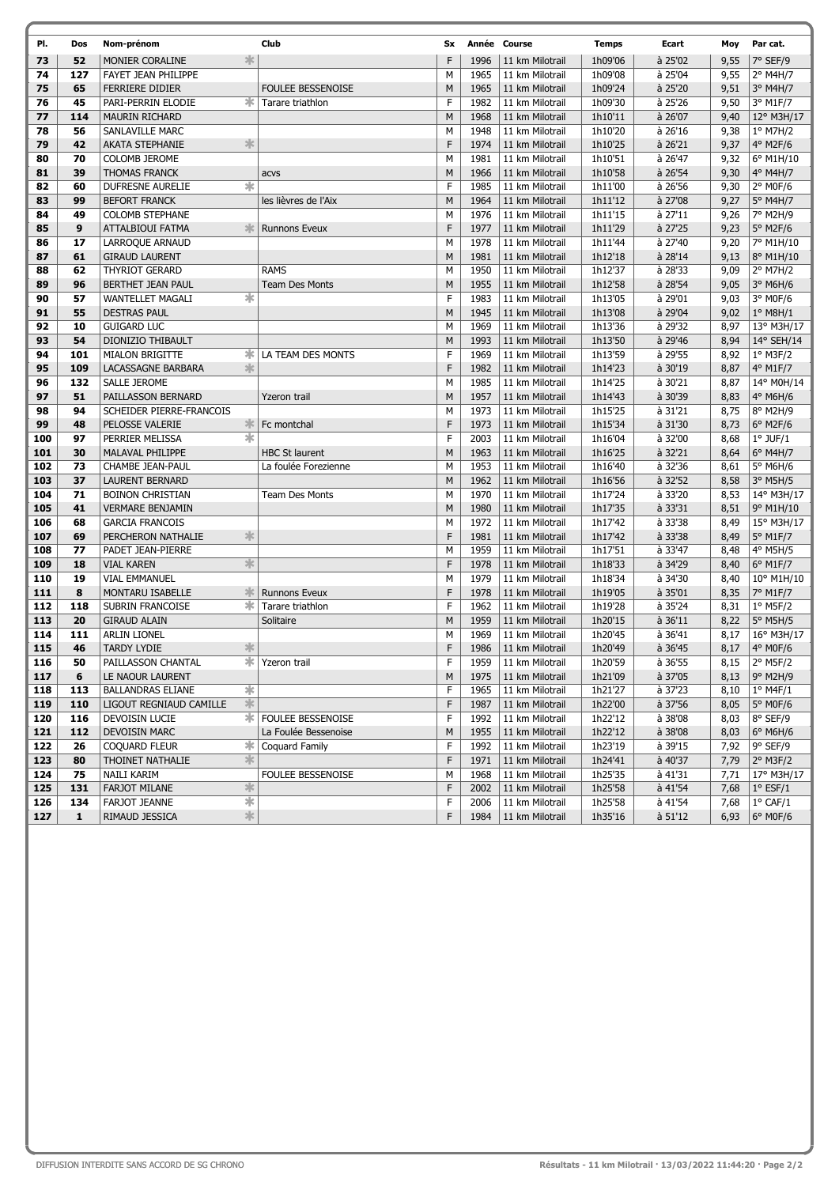| Pl. | Dos | Nom-prénom | | Club | Sx | Année | Course | Temps | Ecart | Moy | Par cat. |
|---|---|---|---|---|---|---|---|---|---|---|---|
| 73 | 52 | MONIER CORALINE | * | | F | 1996 | 11 km Milotrail | 1h09'06 | à 25'02 | 9,55 | 7° SEF/9 |
| 74 | 127 | FAYET JEAN PHILIPPE | | | M | 1965 | 11 km Milotrail | 1h09'08 | à 25'04 | 9,55 | 2° M4H/7 |
| 75 | 65 | FERRIERE DIDIER | | FOULEE BESSENOISE | M | 1965 | 11 km Milotrail | 1h09'24 | à 25'20 | 9,51 | 3° M4H/7 |
| 76 | 45 | PARI-PERRIN ELODIE | * | Tarare triathlon | F | 1982 | 11 km Milotrail | 1h09'30 | à 25'26 | 9,50 | 3° M1F/7 |
| 77 | 114 | MAURIN RICHARD | | | M | 1968 | 11 km Milotrail | 1h10'11 | à 26'07 | 9,40 | 12° M3H/17 |
| 78 | 56 | SANLAVILLE MARC | | | M | 1948 | 11 km Milotrail | 1h10'20 | à 26'16 | 9,38 | 1° M7H/2 |
| 79 | 42 | AKATA STEPHANIE | * | | F | 1974 | 11 km Milotrail | 1h10'25 | à 26'21 | 9,37 | 4° M2F/6 |
| 80 | 70 | COLOMB JEROME | | | M | 1981 | 11 km Milotrail | 1h10'51 | à 26'47 | 9,32 | 6° M1H/10 |
| 81 | 39 | THOMAS FRANCK | | acvs | M | 1966 | 11 km Milotrail | 1h10'58 | à 26'54 | 9,30 | 4° M4H/7 |
| 82 | 60 | DUFRESNE AURELIE | * | | F | 1985 | 11 km Milotrail | 1h11'00 | à 26'56 | 9,30 | 2° M0F/6 |
| 83 | 99 | BEFORT FRANCK | | les lièvres de l'Aix | M | 1964 | 11 km Milotrail | 1h11'12 | à 27'08 | 9,27 | 5° M4H/7 |
| 84 | 49 | COLOMB STEPHANE | | | M | 1976 | 11 km Milotrail | 1h11'15 | à 27'11 | 9,26 | 7° M2H/9 |
| 85 | 9 | ATTALBIOUI FATMA | * | Runnons Eveux | F | 1977 | 11 km Milotrail | 1h11'29 | à 27'25 | 9,23 | 5° M2F/6 |
| 86 | 17 | LARROQUE ARNAUD | | | M | 1978 | 11 km Milotrail | 1h11'44 | à 27'40 | 9,20 | 7° M1H/10 |
| 87 | 61 | GIRAUD LAURENT | | | M | 1981 | 11 km Milotrail | 1h12'18 | à 28'14 | 9,13 | 8° M1H/10 |
| 88 | 62 | THYRIOT GERARD | | RAMS | M | 1950 | 11 km Milotrail | 1h12'37 | à 28'33 | 9,09 | 2° M7H/2 |
| 89 | 96 | BERTHET JEAN PAUL | | Team Des Monts | M | 1955 | 11 km Milotrail | 1h12'58 | à 28'54 | 9,05 | 3° M6H/6 |
| 90 | 57 | WANTELLET MAGALI | * | | F | 1983 | 11 km Milotrail | 1h13'05 | à 29'01 | 9,03 | 3° M0F/6 |
| 91 | 55 | DESTRAS PAUL | | | M | 1945 | 11 km Milotrail | 1h13'08 | à 29'04 | 9,02 | 1° M8H/1 |
| 92 | 10 | GUIGARD LUC | | | M | 1969 | 11 km Milotrail | 1h13'36 | à 29'32 | 8,97 | 13° M3H/17 |
| 93 | 54 | DIONIZIO THIBAULT | | | M | 1993 | 11 km Milotrail | 1h13'50 | à 29'46 | 8,94 | 14° SEH/14 |
| 94 | 101 | MIALON BRIGITTE | * | LA TEAM DES MONTS | F | 1969 | 11 km Milotrail | 1h13'59 | à 29'55 | 8,92 | 1° M3F/2 |
| 95 | 109 | LACASSAGNE BARBARA | * | | F | 1982 | 11 km Milotrail | 1h14'23 | à 30'19 | 8,87 | 4° M1F/7 |
| 96 | 132 | SALLE JEROME | | | M | 1985 | 11 km Milotrail | 1h14'25 | à 30'21 | 8,87 | 14° M0H/14 |
| 97 | 51 | PAILLASSON BERNARD | | Yzeron trail | M | 1957 | 11 km Milotrail | 1h14'43 | à 30'39 | 8,83 | 4° M6H/6 |
| 98 | 94 | SCHEIDER PIERRE-FRANCOIS | | | M | 1973 | 11 km Milotrail | 1h15'25 | à 31'21 | 8,75 | 8° M2H/9 |
| 99 | 48 | PELOSSE VALERIE | * | Fc montchal | F | 1973 | 11 km Milotrail | 1h15'34 | à 31'30 | 8,73 | 6° M2F/6 |
| 100 | 97 | PERRIER MELISSA | * | | F | 2003 | 11 km Milotrail | 1h16'04 | à 32'00 | 8,68 | 1° JUF/1 |
| 101 | 30 | MALAVAL PHILIPPE | | HBC St laurent | M | 1963 | 11 km Milotrail | 1h16'25 | à 32'21 | 8,64 | 6° M4H/7 |
| 102 | 73 | CHAMBE JEAN-PAUL | | La foulée Forezienne | M | 1953 | 11 km Milotrail | 1h16'40 | à 32'36 | 8,61 | 5° M6H/6 |
| 103 | 37 | LAURENT BERNARD | | | M | 1962 | 11 km Milotrail | 1h16'56 | à 32'52 | 8,58 | 3° M5H/5 |
| 104 | 71 | BOINON CHRISTIAN | | Team Des Monts | M | 1970 | 11 km Milotrail | 1h17'24 | à 33'20 | 8,53 | 14° M3H/17 |
| 105 | 41 | VERMARE BENJAMIN | | | M | 1980 | 11 km Milotrail | 1h17'35 | à 33'31 | 8,51 | 9° M1H/10 |
| 106 | 68 | GARCIA FRANCOIS | | | M | 1972 | 11 km Milotrail | 1h17'42 | à 33'38 | 8,49 | 15° M3H/17 |
| 107 | 69 | PERCHERON NATHALIE | * | | F | 1981 | 11 km Milotrail | 1h17'42 | à 33'38 | 8,49 | 5° M1F/7 |
| 108 | 77 | PADET JEAN-PIERRE | | | M | 1959 | 11 km Milotrail | 1h17'51 | à 33'47 | 8,48 | 4° M5H/5 |
| 109 | 18 | VIAL KAREN | * | | F | 1978 | 11 km Milotrail | 1h18'33 | à 34'29 | 8,40 | 6° M1F/7 |
| 110 | 19 | VIAL EMMANUEL | | | M | 1979 | 11 km Milotrail | 1h18'34 | à 34'30 | 8,40 | 10° M1H/10 |
| 111 | 8 | MONTARU ISABELLE | * | Runnons Eveux | F | 1978 | 11 km Milotrail | 1h19'05 | à 35'01 | 8,35 | 7° M1F/7 |
| 112 | 118 | SUBRIN FRANCOISE | * | Tarare triathlon | F | 1962 | 11 km Milotrail | 1h19'28 | à 35'24 | 8,31 | 1° M5F/2 |
| 113 | 20 | GIRAUD ALAIN | | Solitaire | M | 1959 | 11 km Milotrail | 1h20'15 | à 36'11 | 8,22 | 5° M5H/5 |
| 114 | 111 | ARLIN LIONEL | | | M | 1969 | 11 km Milotrail | 1h20'45 | à 36'41 | 8,17 | 16° M3H/17 |
| 115 | 46 | TARDY LYDIE | * | | F | 1986 | 11 km Milotrail | 1h20'49 | à 36'45 | 8,17 | 4° M0F/6 |
| 116 | 50 | PAILLASSON CHANTAL | * | Yzeron trail | F | 1959 | 11 km Milotrail | 1h20'59 | à 36'55 | 8,15 | 2° M5F/2 |
| 117 | 6 | LE NAOUR LAURENT | | | M | 1975 | 11 km Milotrail | 1h21'09 | à 37'05 | 8,13 | 9° M2H/9 |
| 118 | 113 | BALLANDRAS ELIANE | * | | F | 1965 | 11 km Milotrail | 1h21'27 | à 37'23 | 8,10 | 1° M4F/1 |
| 119 | 110 | LIGOUT REGNIAUD CAMILLE | * | | F | 1987 | 11 km Milotrail | 1h22'00 | à 37'56 | 8,05 | 5° M0F/6 |
| 120 | 116 | DEVOISIN LUCIE | * | FOULEE BESSENOISE | F | 1992 | 11 km Milotrail | 1h22'12 | à 38'08 | 8,03 | 8° SEF/9 |
| 121 | 112 | DEVOISIN MARC | | La Foulée Bessenoise | M | 1955 | 11 km Milotrail | 1h22'12 | à 38'08 | 8,03 | 6° M6H/6 |
| 122 | 26 | COQUARD FLEUR | * | Coquard Family | F | 1992 | 11 km Milotrail | 1h23'19 | à 39'15 | 7,92 | 9° SEF/9 |
| 123 | 80 | THOINET NATHALIE | * | | F | 1971 | 11 km Milotrail | 1h24'41 | à 40'37 | 7,79 | 2° M3F/2 |
| 124 | 75 | NAILI KARIM | | FOULEE BESSENOISE | M | 1968 | 11 km Milotrail | 1h25'35 | à 41'31 | 7,71 | 17° M3H/17 |
| 125 | 131 | FARJOT MILANE | * | | F | 2002 | 11 km Milotrail | 1h25'58 | à 41'54 | 7,68 | 1° ESF/1 |
| 126 | 134 | FARJOT JEANNE | * | | F | 2006 | 11 km Milotrail | 1h25'58 | à 41'54 | 7,68 | 1° CAF/1 |
| 127 | 1 | RIMAUD JESSICA | * | | F | 1984 | 11 km Milotrail | 1h35'16 | à 51'12 | 6,93 | 6° M0F/6 |

DIFFUSION INTERDITE SANS ACCORD DE SG CHRONO

Résultats - 11 km Milotrail · 13/03/2022 11:44:20